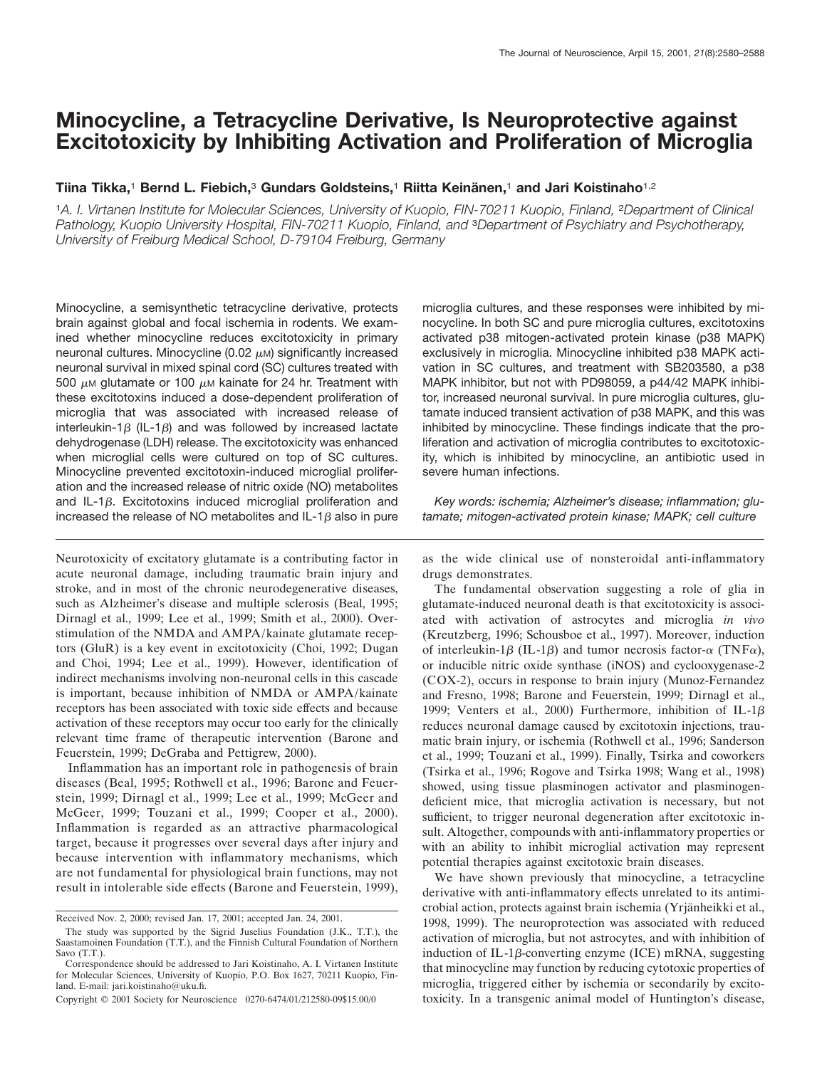# Minocycline, a Tetracycline Derivative, Is Neuroprotective against Excitotoxicity by Inhibiting Activation and Proliferation of Microglia

**Tiina Tikka,[1] Bernd L. Fiebich,[3] Gundars Goldsteins,[1] Riitta Keinänen,[1] and Jari Koistinaho[1,2]**

*[1]A. I. Virtanen Institute for Molecular Sciences, University of Kuopio, FIN-70211 Kuopio, Finland, [2]Department of Clinical Pathology, Kuopio University Hospital, FIN-70211 Kuopio, Finland, and [3]Department of Psychiatry and Psychotherapy, University of Freiburg Medical School, D-79104 Freiburg, Germany*

Minocycline, a semisynthetic tetracycline derivative, protects brain against global and focal ischemia in rodents. We examined whether minocycline reduces excitotoxicity in primary neuronal cultures. Minocycline (0.02 $\mu$M) significantly increased neuronal survival in mixed spinal cord (SC) cultures treated with 500 $\mu$M glutamate or 100 $\mu$M kainate for 24 hr. Treatment with these excitotoxins induced a dose-dependent proliferation of microglia that was associated with increased release of interleukin-1$\beta$ (IL-1$\beta$) and was followed by increased lactate dehydrogenase (LDH) release. The excitotoxicity was enhanced when microglial cells were cultured on top of SC cultures. Minocycline prevented excitotoxin-induced microglial proliferation and the increased release of nitric oxide (NO) metabolites and IL-1$\beta$. Excitotoxins induced microglial proliferation and increased the release of NO metabolites and IL-1$\beta$ also in pure microglia cultures, and these responses were inhibited by minocycline. In both SC and pure microglia cultures, excitotoxins activated p38 mitogen-activated protein kinase (p38 MAPK) exclusively in microglia. Minocycline inhibited p38 MAPK activation in SC cultures, and treatment with SB203580, a p38 MAPK inhibitor, but not with PD98059, a p44/42 MAPK inhibitor, increased neuronal survival. In pure microglia cultures, glutamate induced transient activation of p38 MAPK, and this was inhibited by minocycline. These findings indicate that the proliferation and activation of microglia contributes to excitotoxicity, which is inhibited by minocycline, an antibiotic used in severe human infections.

*Key words: ischemia; Alzheimer's disease; inflammation; glutamate; mitogen-activated protein kinase; MAPK; cell culture*

Neurotoxicity of excitatory glutamate is a contributing factor in acute neuronal damage, including traumatic brain injury and stroke, and in most of the chronic neurodegenerative diseases, such as Alzheimer's disease and multiple sclerosis (Beal, 1995; Dirnagl et al., 1999; Lee et al., 1999; Smith et al., 2000). Overstimulation of the NMDA and AMPA/kainate glutamate receptors (GluR) is a key event in excitotoxicity (Choi, 1992; Dugan and Choi, 1994; Lee et al., 1999). However, identification of indirect mechanisms involving non-neuronal cells in this cascade is important, because inhibition of NMDA or AMPA/kainate receptors has been associated with toxic side effects and because activation of these receptors may occur too early for the clinically relevant time frame of therapeutic intervention (Barone and Feuerstein, 1999; DeGraba and Pettigrew, 2000).

Inflammation has an important role in pathogenesis of brain diseases (Beal, 1995; Rothwell et al., 1996; Barone and Feuerstein, 1999; Dirnagl et al., 1999; Lee et al., 1999; McGeer and McGeer, 1999; Touzani et al., 1999; Cooper et al., 2000). Inflammation is regarded as an attractive pharmacological target, because it progresses over several days after injury and because intervention with inflammatory mechanisms, which are not fundamental for physiological brain functions, may not result in intolerable side effects (Barone and Feuerstein, 1999), as the wide clinical use of nonsteroidal anti-inflammatory drugs demonstrates.

The fundamental observation suggesting a role of glia in glutamate-induced neuronal death is that excitotoxicity is associated with activation of astrocytes and microglia *in vivo* (Kreutzberg, 1996; Schousboe et al., 1997). Moreover, induction of interleukin-1$\beta$ (IL-1$\beta$) and tumor necrosis factor-$\alpha$ (TNF$\alpha$), or inducible nitric oxide synthase (iNOS) and cyclooxygenase-2 (COX-2), occurs in response to brain injury (Munoz-Fernandez and Fresno, 1998; Barone and Feuerstein, 1999; Dirnagl et al., 1999; Venters et al., 2000) Furthermore, inhibition of IL-1$\beta$ reduces neuronal damage caused by excitotoxin injections, traumatic brain injury, or ischemia (Rothwell et al., 1996; Sanderson et al., 1999; Touzani et al., 1999). Finally, Tsirka and coworkers (Tsirka et al., 1996; Rogove and Tsirka 1998; Wang et al., 1998) showed, using tissue plasminogen activator and plasminogen-deficient mice, that microglia activation is necessary, but not sufficient, to trigger neuronal degeneration after excitotoxic insult. Altogether, compounds with anti-inflammatory properties or with an ability to inhibit microglial activation may represent potential therapies against excitotoxic brain diseases.

We have shown previously that minocycline, a tetracycline derivative with anti-inflammatory effects unrelated to its antimicrobial action, protects against brain ischemia (Yrjänheikki et al., 1998, 1999). The neuroprotection was associated with reduced activation of microglia, but not astrocytes, and with inhibition of induction of IL-1$\beta$-converting enzyme (ICE) mRNA, suggesting that minocycline may function by reducing cytotoxic properties of microglia, triggered either by ischemia or secondarily by excitotoxicity. In a transgenic animal model of Huntington's disease,

Received Nov. 2, 2000; revised Jan. 17, 2001; accepted Jan. 24, 2001.

The study was supported by the Sigrid Juselius Foundation (J.K., T.T.), the Saastamoinen Foundation (T.T.), and the Finnish Cultural Foundation of Northern Savo (T.T.).

Correspondence should be addressed to Jari Koistinaho, A. I. Virtanen Institute for Molecular Sciences, University of Kuopio, P.O. Box 1627, 70211 Kuopio, Finland. E-mail: jari.koistinaho@uku.fi.

Copyright © 2001 Society for Neuroscience 0270-6474/01/212580-09$15.00/0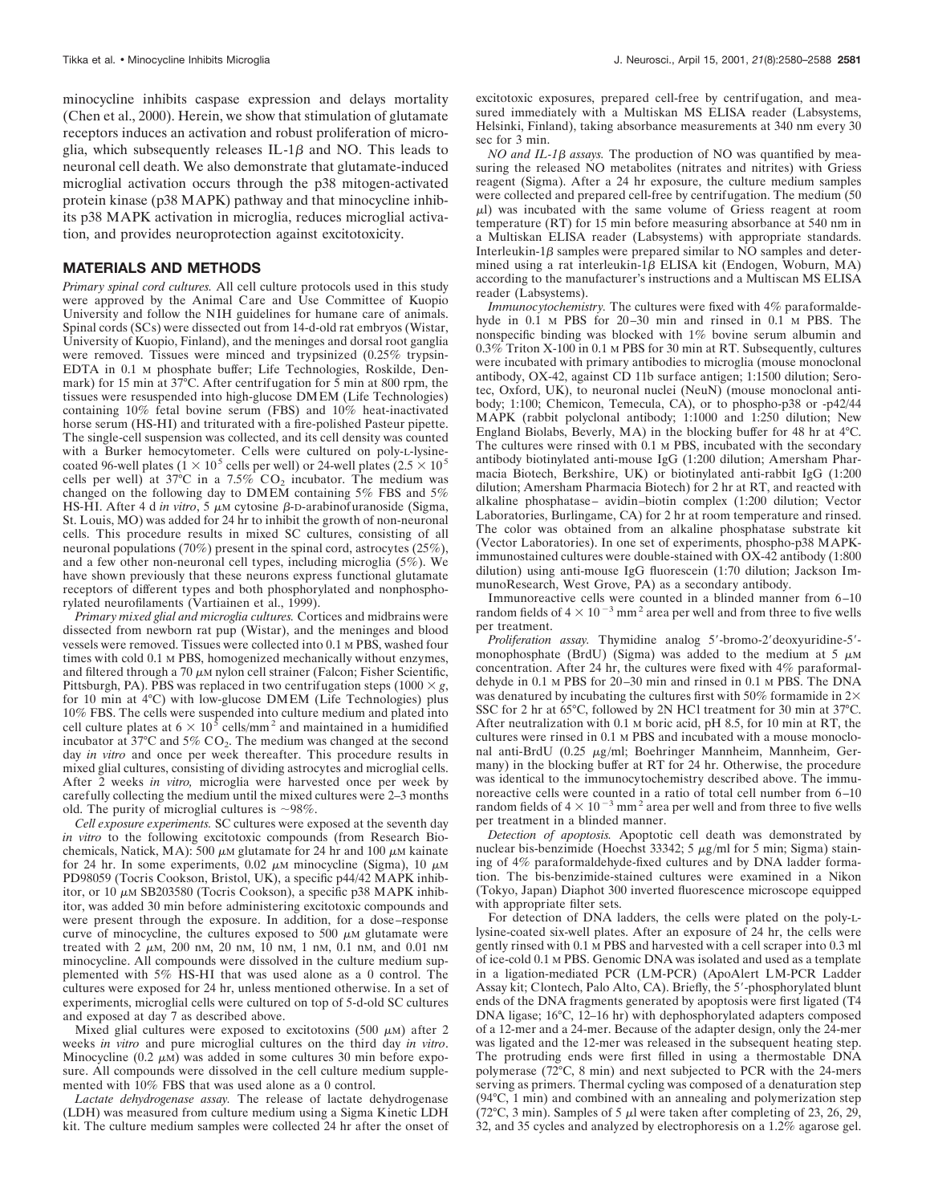minocycline inhibits caspase expression and delays mortality (Chen et al., 2000). Herein, we show that stimulation of glutamate receptors induces an activation and robust proliferation of microglia, which subsequently releases IL-1β and NO. This leads to neuronal cell death. We also demonstrate that glutamate-induced microglial activation occurs through the p38 mitogen-activated protein kinase (p38 MAPK) pathway and that minocycline inhibits p38 MAPK activation in microglia, reduces microglial activation, and provides neuroprotection against excitotoxicity.

## MATERIALS AND METHODS

*Primary spinal cord cultures.* All cell culture protocols used in this study were approved by the Animal Care and Use Committee of Kuopio University and follow the NIH guidelines for humane care of animals. Spinal cords (SCs) were dissected out from 14-d-old rat embryos (Wistar, University of Kuopio, Finland), and the meninges and dorsal root ganglia were removed. Tissues were minced and trypsinized (0.25% trypsin-EDTA in 0.1 M phosphate buffer; Life Technologies, Roskilde, Denmark) for 15 min at 37°C. After centrifugation for 5 min at 800 rpm, the tissues were resuspended into high-glucose DMEM (Life Technologies) containing 10% fetal bovine serum (FBS) and 10% heat-inactivated horse serum (HS-HI) and triturated with a fire-polished Pasteur pipette. The single-cell suspension was collected, and its cell density was counted with a Burker hemocytometer. Cells were cultured on poly-L-lysine-coated 96-well plates ($1 \times 10^5$ cells per well) or 24-well plates ($2.5 \times 10^5$ cells per well) at 37°C in a 7.5% $CO_2$ incubator. The medium was changed on the following day to DMEM containing 5% FBS and 5% HS-HI. After 4 d *in vitro*, 5 μM cytosine β-D-arabinofuranoside (Sigma, St. Louis, MO) was added for 24 hr to inhibit the growth of non-neuronal cells. This procedure results in mixed SC cultures, consisting of all neuronal populations (70%) present in the spinal cord, astrocytes (25%), and a few other non-neuronal cell types, including microglia (5%). We have shown previously that these neurons express functional glutamate receptors of different types and both phosphorylated and nonphosphorylated neurofilaments (Vartiainen et al., 1999).

*Primary mixed glial and microglia cultures.* Cortices and midbrains were dissected from newborn rat pup (Wistar), and the meninges and blood vessels were removed. Tissues were collected into 0.1 M PBS, washed four times with cold 0.1 M PBS, homogenized mechanically without enzymes, and filtered through a 70 μM nylon cell strainer (Falcon; Fisher Scientific, Pittsburgh, PA). PBS was replaced in two centrifugation steps ($1000 \times g$, for 10 min at 4°C) with low-glucose DMEM (Life Technologies) plus 10% FBS. The cells were suspended into culture medium and plated into cell culture plates at $6 \times 10^5$ cells/mm$^2$ and maintained in a humidified incubator at 37°C and 5% $CO_2$. The medium was changed at the second day *in vitro* and once per week thereafter. This procedure results in mixed glial cultures, consisting of dividing astrocytes and microglial cells. After 2 weeks *in vitro,* microglia were harvested once per week by carefully collecting the medium until the mixed cultures were 2–3 months old. The purity of microglial cultures is ~98%.

*Cell exposure experiments.* SC cultures were exposed at the seventh day *in vitro* to the following excitotoxic compounds (from Research Biochemicals, Natick, MA): 500 μM glutamate for 24 hr and 100 μM kainate for 24 hr. In some experiments, 0.02 μM minocycline (Sigma), 10 μM PD98059 (Tocris Cookson, Bristol, UK), a specific p44/42 MAPK inhibitor, or 10 μM SB203580 (Tocris Cookson), a specific p38 MAPK inhibitor, was added 30 min before administering excitotoxic compounds and were present through the exposure. In addition, for a dose–response curve of minocycline, the cultures exposed to 500 μM glutamate were treated with 2 μM, 200 nM, 20 nM, 10 nM, 1 nM, 0.1 nM, and 0.01 nM minocycline. All compounds were dissolved in the culture medium supplemented with 5% HS-HI that was used alone as a 0 control. The cultures were exposed for 24 hr, unless mentioned otherwise. In a set of experiments, microglial cells were cultured on top of 5-d-old SC cultures and exposed at day 7 as described above.

Mixed glial cultures were exposed to excitotoxins (500 μM) after 2 weeks *in vitro* and pure microglial cultures on the third day *in vitro*. Minocycline (0.2 μM) was added in some cultures 30 min before exposure. All compounds were dissolved in the cell culture medium supplemented with 10% FBS that was used alone as a 0 control.

*Lactate dehydrogenase assay.* The release of lactate dehydrogenase (LDH) was measured from culture medium using a Sigma Kinetic LDH kit. The culture medium samples were collected 24 hr after the onset of excitotoxic exposures, prepared cell-free by centrifugation, and measured immediately with a Multiskan MS ELISA reader (Labsystems, Helsinki, Finland), taking absorbance measurements at 340 nm every 30 sec for 3 min.

*NO and IL-1β assays.* The production of NO was quantified by measuring the released NO metabolites (nitrates and nitrites) with Griess reagent (Sigma). After a 24 hr exposure, the culture medium samples were collected and prepared cell-free by centrifugation. The medium (50 μl) was incubated with the same volume of Griess reagent at room temperature (RT) for 15 min before measuring absorbance at 540 nm in a Multiskan ELISA reader (Labsystems) with appropriate standards. Interleukin-1β samples were prepared similar to NO samples and determined using a rat interleukin-1β ELISA kit (Endogen, Woburn, MA) according to the manufacturer's instructions and a Multiscan MS ELISA reader (Labsystems).

*Immunocytochemistry.* The cultures were fixed with 4% paraformaldehyde in 0.1 M PBS for 20–30 min and rinsed in 0.1 M PBS. The nonspecific binding was blocked with 1% bovine serum albumin and 0.3% Triton X-100 in 0.1 M PBS for 30 min at RT. Subsequently, cultures were incubated with primary antibodies to microglia (mouse monoclonal antibody, OX-42, against CD 11b surface antigen; 1:1500 dilution; Serotec, Oxford, UK), to neuronal nuclei (NeuN) (mouse monoclonal antibody; 1:100; Chemicon, Temecula, CA), or to phospho-p38 or -p42/44 MAPK (rabbit polyclonal antibody; 1:1000 and 1:250 dilution; New England Biolabs, Beverly, MA) in the blocking buffer for 48 hr at 4°C. The cultures were rinsed with 0.1 M PBS, incubated with the secondary antibody biotinylated anti-mouse IgG (1:200 dilution; Amersham Pharmacia Biotech, Berkshire, UK) or biotinylated anti-rabbit IgG (1:200 dilution; Amersham Pharmacia Biotech) for 2 hr at RT, and reacted with alkaline phosphatase–avidin–biotin complex (1:200 dilution; Vector Laboratories, Burlingame, CA) for 2 hr at room temperature and rinsed. The color was obtained from an alkaline phosphatase substrate kit (Vector Laboratories). In one set of experiments, phospho-p38 MAPK-immunostained cultures were double-stained with OX-42 antibody (1:800 dilution) using anti-mouse IgG fluorescein (1:70 dilution; Jackson ImmunoResearch, West Grove, PA) as a secondary antibody.

Immunoreactive cells were counted in a blinded manner from 6–10 random fields of $4 \times 10^{-3}$ mm$^2$ area per well and from three to five wells per treatment.

*Proliferation assay.* Thymidine analog 5′-bromo-2′deoxyuridine-5′-monophosphate (BrdU) (Sigma) was added to the medium at 5 μM concentration. After 24 hr, the cultures were fixed with 4% paraformaldehyde in 0.1 M PBS for 20–30 min and rinsed in 0.1 M PBS. The DNA was denatured by incubating the cultures first with 50% formamide in 2× SSC for 2 hr at 65°C, followed by 2N HCl treatment for 30 min at 37°C. After neutralization with 0.1 M boric acid, pH 8.5, for 10 min at RT, the cultures were rinsed in 0.1 M PBS and incubated with a mouse monoclonal anti-BrdU (0.25 μg/ml; Boehringer Mannheim, Mannheim, Germany) in the blocking buffer at RT for 24 hr. Otherwise, the procedure was identical to the immunocytochemistry described above. The immunoreactive cells were counted in a ratio of total cell number from 6–10 random fields of $4 \times 10^{-3}$ mm$^2$ area per well and from three to five wells per treatment in a blinded manner.

*Detection of apoptosis.* Apoptotic cell death was demonstrated by nuclear bis-benzimide (Hoechst 33342; 5 μg/ml for 5 min; Sigma) staining of 4% paraformaldehyde-fixed cultures and by DNA ladder formation. The bis-benzimide-stained cultures were examined in a Nikon (Tokyo, Japan) Diaphot 300 inverted fluorescence microscope equipped with appropriate filter sets.

For detection of DNA ladders, the cells were plated on the poly-L-lysine-coated six-well plates. After an exposure of 24 hr, the cells were gently rinsed with 0.1 M PBS and harvested with a cell scraper into 0.3 ml of ice-cold 0.1 M PBS. Genomic DNA was isolated and used as a template in a ligation-mediated PCR (LM-PCR) (ApoAlert LM-PCR Ladder Assay kit; Clontech, Palo Alto, CA). Briefly, the 5′-phosphorylated blunt ends of the DNA fragments generated by apoptosis were first ligated (T4 DNA ligase; 16°C, 12–16 hr) with dephosphorylated adapters composed of a 12-mer and a 24-mer. Because of the adapter design, only the 24-mer was ligated and the 12-mer was released in the subsequent heating step. The protruding ends were first filled in using a thermostable DNA polymerase (72°C, 8 min) and next subjected to PCR with the 24-mers serving as primers. Thermal cycling was composed of a denaturation step (94°C, 1 min) and combined with an annealing and polymerization step (72°C, 3 min). Samples of 5 μl were taken after completing of 23, 26, 29, 32, and 35 cycles and analyzed by electrophoresis on a 1.2% agarose gel.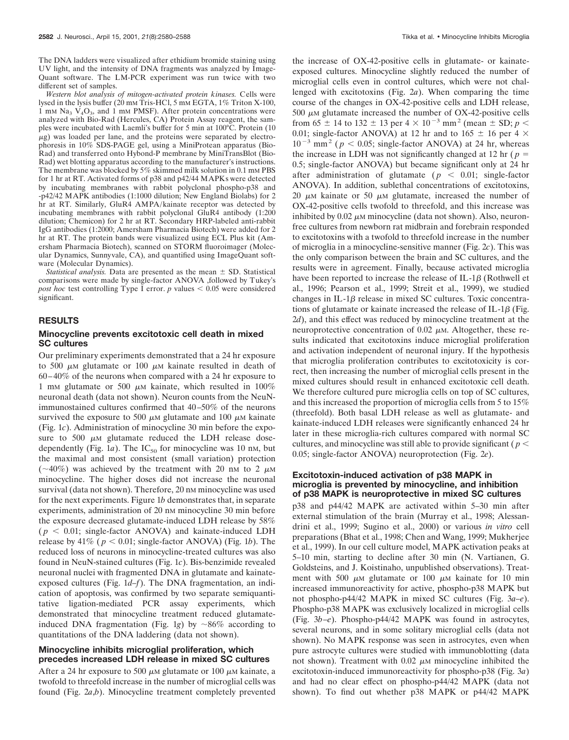The DNA ladders were visualized after ethidium bromide staining using UV light, and the intensity of DNA fragments was analyzed by ImageQuant software. The LM-PCR experiment was run twice with two different set of samples.

*Western blot analysis of mitogen-activated protein kinases.* Cells were lysed in the lysis buffer (20 mM Tris-HCl, 5 mM EGTA, 1% Triton X-100, 1 mM $Na_3 V_4O_3$, and 1 mM PMSF). After protein concentrations were analyzed with Bio-Rad (Hercules, CA) Protein Assay reagent, the samples were incubated with Laemli's buffer for 5 min at 100°C. Protein (10 μg) was loaded per lane, and the proteins were separated by electrophoresis in 10% SDS-PAGE gel, using a MiniProtean apparatus (Bio-Rad) and transferred onto Hybond-P membrane by MiniTransBlot (Bio-Rad) wet blotting apparatus according to the manufacturer's instructions. The membrane was blocked by 5% skimmed milk solution in 0.1 mM PBS for 1 hr at RT. Activated forms of p38 and p42/44 MAPKs were detected by incubating membranes with rabbit polyclonal phospho-p38 and -p42/42 MAPK antibodies (1:1000 dilution; New England Biolabs) for 2 hr at RT. Similarly, GluR4 AMPA/kainate receptor was detected by incubating membranes with rabbit polyclonal GluR4 antibody (1:200 dilution; Chemicon) for 2 hr at RT. Secondary HRP-labeled anti-rabbit IgG antibodies (1:2000; Amersham Pharmacia Biotech) were added for 2 hr at RT. The protein bands were visualized using ECL Plus kit (Amersham Pharmacia Biotech), scanned on STORM fluoroimager (Molecular Dynamics, Sunnyvale, CA), and quantified using ImageQuant software (Molecular Dynamics).

*Statistical analysis.* Data are presented as the mean ± SD. Statistical comparisons were made by single-factor ANOVA ,followed by Tukey's *post hoc* test controlling Type I error. $p$ values $< 0.05$ were considered significant.

## RESULTS

### Minocycline prevents excitotoxic cell death in mixed SC cultures

Our preliminary experiments demonstrated that a 24 hr exposure to 500 μM glutamate or 100 μM kainate resulted in death of 60–40% of the neurons when compared with a 24 hr exposure to 1 mM glutamate or 500 μM kainate, which resulted in 100% neuronal death (data not shown). Neuron counts from the NeuN-immunostained cultures confirmed that 40–50% of the neurons survived the exposure to 500 μM glutamate and 100 μM kainate (Fig. 1*c*). Administration of minocycline 30 min before the exposure to 500 μM glutamate reduced the LDH release dose-dependently (Fig. 1*a*). The $IC_{50}$ for minocycline was 10 nM, but the maximal and most consistent (small variation) protection (~40%) was achieved by the treatment with 20 nM to 2 μM minocycline. The higher doses did not increase the neuronal survival (data not shown). Therefore, 20 nM minocycline was used for the next experiments. Figure 1*b* demonstrates that, in separate experiments, administration of 20 nM minocycline 30 min before the exposure decreased glutamate-induced LDH release by 58% ($p < 0.01$; single-factor ANOVA) and kainate-induced LDH release by 41% ($p < 0.01$; single-factor ANOVA) (Fig. 1*b*). The reduced loss of neurons in minocycline-treated cultures was also found in NeuN-stained cultures (Fig. 1*c*). Bis-benzimide revealed neuronal nuclei with fragmented DNA in glutamate and kainate-exposed cultures (Fig. 1*d–f*). The DNA fragmentation, an indication of apoptosis, was confirmed by two separate semiquantitative ligation-mediated PCR assay experiments, which demonstrated that minocycline treatment reduced glutamate-induced DNA fragmentation (Fig. 1*g*) by ~86% according to quantitations of the DNA laddering (data not shown).

### Minocycline inhibits microglial proliferation, which precedes increased LDH release in mixed SC cultures

After a 24 hr exposure to 500 μM glutamate or 100 μM kainate, a twofold to threefold increase in the number of microglial cells was found (Fig. 2*a,b*). Minocycline treatment completely prevented the increase of OX-42-positive cells in glutamate- or kainate-exposed cultures. Minocycline slightly reduced the number of microglial cells even in control cultures, which were not challenged with excitotoxins (Fig. 2*a*). When comparing the time course of the changes in OX-42-positive cells and LDH release, 500 μM glutamate increased the number of OX-42-positive cells from 65 ± 14 to 132 ± 13 per $4 \times 10^{-3}$ mm$^2$ (mean ± SD; $p < 0.01$; single-factor ANOVA) at 12 hr and to 165 ± 16 per $4 \times 10^{-3}$ mm$^2$ ($p < 0.05$; single-factor ANOVA) at 24 hr, whereas the increase in LDH was not significantly changed at 12 hr ($p = 0.5$; single-factor ANOVA) but became significant only at 24 hr after administration of glutamate ($p < 0.01$; single-factor ANOVA). In addition, sublethal concentrations of excitotoxins, 20 μM kainate or 50 μM glutamate, increased the number of OX-42-positive cells twofold to threefold, and this increase was inhibited by 0.02 μM minocycline (data not shown). Also, neuron-free cultures from newborn rat midbrain and forebrain responded to excitotoxins with a twofold to threefold increase in the number of microglia in a minocycline-sensitive manner (Fig. 2*c*). This was the only comparison between the brain and SC cultures, and the results were in agreement. Finally, because activated microglia have been reported to increase the release of IL-1β (Rothwell et al., 1996; Pearson et al., 1999; Streit et al., 1999), we studied changes in IL-1β release in mixed SC cultures. Toxic concentrations of glutamate or kainate increased the release of IL-1β (Fig. 2*d*), and this effect was reduced by minocycline treatment at the neuroprotective concentration of 0.02 μM. Altogether, these results indicated that excitotoxins induce microglial proliferation and activation independent of neuronal injury. If the hypothesis that microglia proliferation contributes to excitotoxicity is correct, then increasing the number of microglial cells present in the mixed cultures should result in enhanced excitotoxic cell death. We therefore cultured pure microglia cells on top of SC cultures, and this increased the proportion of microglia cells from 5 to 15% (threefold). Both basal LDH release as well as glutamate- and kainate-induced LDH releases were significantly enhanced 24 hr later in these microglia-rich cultures compared with normal SC cultures, and minocycline was still able to provide significant ($p < 0.05$; single-factor ANOVA) neuroprotection (Fig. 2*e*).

### Excitotoxin-induced activation of p38 MAPK in microglia is prevented by minocycline, and inhibition of p38 MAPK is neuroprotective in mixed SC cultures

p38 and p44/42 MAPK are activated within 5–30 min after external stimulation of the brain (Murray et al., 1998; Alessandrini et al., 1999; Sugino et al., 2000) or various *in vitro* cell preparations (Bhat et al., 1998; Chen and Wang, 1999; Mukherjee et al., 1999). In our cell culture model, MAPK activation peaks at 5–10 min, starting to decline after 30 min (N. Vartianen, G. Goldsteins, and J. Koistinaho, unpublished observations). Treatment with 500 μM glutamate or 100 μM kainate for 10 min increased immunoreactivity for active, phospho-p38 MAPK but not phospho-p44/42 MAPK in mixed SC cultures (Fig. 3*a–e*). Phospho-p38 MAPK was exclusively localized in microglial cells (Fig. 3*b–e*). Phospho-p44/42 MAPK was found in astrocytes, several neurons, and in some solitary microglial cells (data not shown). No MAPK response was seen in astrocytes, even when pure astrocyte cultures were studied with immunoblotting (data not shown). Treatment with 0.02 μM minocycline inhibited the excitotoxin-induced immunoreactivity for phospho-p38 (Fig. 3*a*) and had no clear effect on phospho-p44/42 MAPK (data not shown). To find out whether p38 MAPK or p44/42 MAPK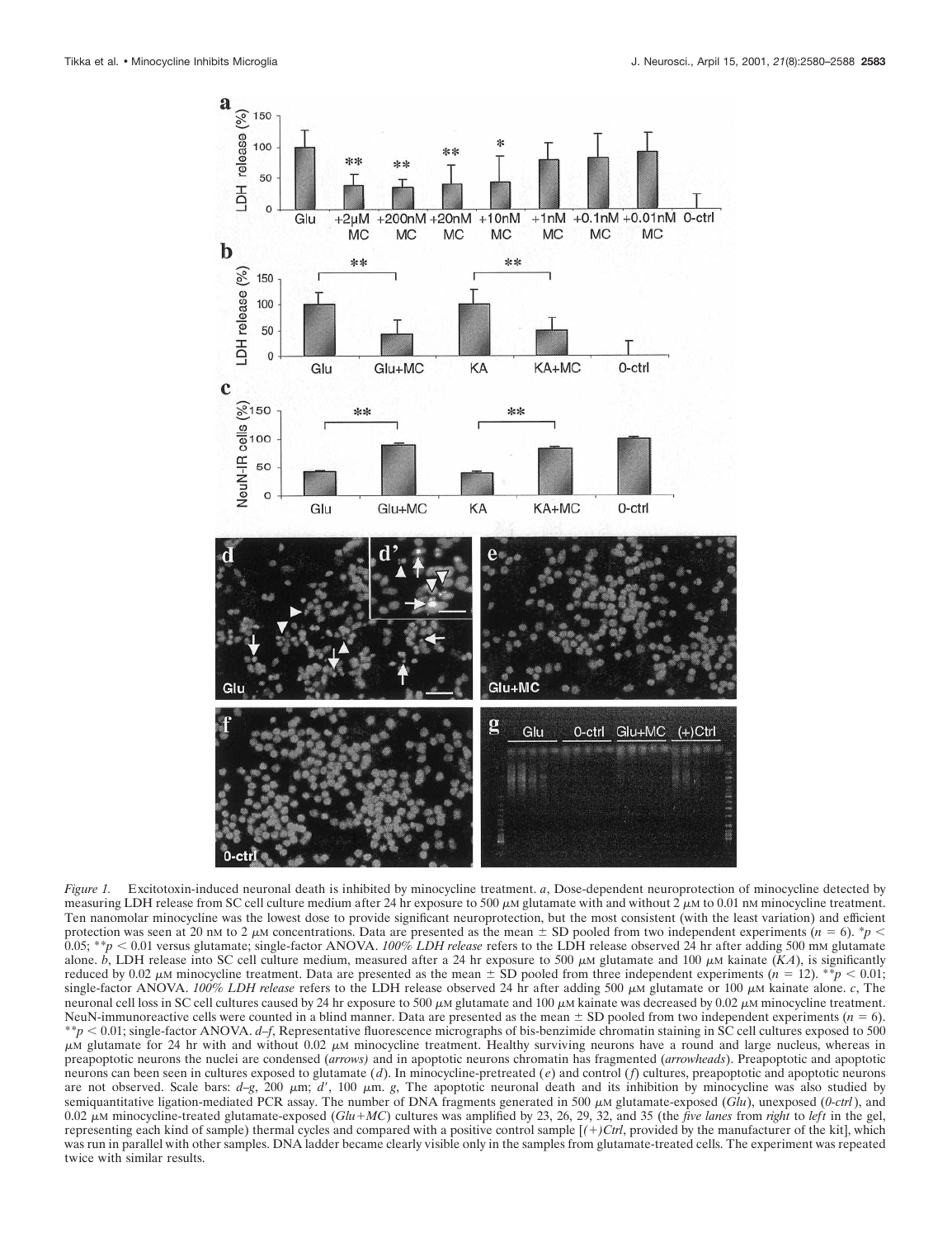*Figure 1.* Excitotoxin-induced neuronal death is inhibited by minocycline treatment. *a*, Dose-dependent neuroprotection of minocycline detected by measuring LDH release from SC cell culture medium after 24 hr exposure to 500 μM glutamate with and without 2 μM to 0.01 nM minocycline treatment. Ten nanomolar minocycline was the lowest dose to provide significant neuroprotection, but the most consistent (with the least variation) and efficient protection was seen at 20 nM to 2 μM concentrations. Data are presented as the mean ± SD pooled from two independent experiments ($n = 6$). *$p < 0.05$; **$p < 0.01$ versus glutamate; single-factor ANOVA. *100% LDH release* refers to the LDH release observed 24 hr after adding 500 mM glutamate alone. *b*, LDH release into SC cell culture medium, measured after a 24 hr exposure to 500 μM glutamate and 100 μM kainate (*KA*), is significantly reduced by 0.02 μM minocycline treatment. Data are presented as the mean ± SD pooled from three independent experiments ($n = 12$). **$p < 0.01$; single-factor ANOVA. *100% LDH release* refers to the LDH release observed 24 hr after adding 500 μM glutamate or 100 μM kainate alone. *c*, The neuronal cell loss in SC cell cultures caused by 24 hr exposure to 500 μM glutamate and 100 μM kainate was decreased by 0.02 μM minocycline treatment. NeuN-immunoreactive cells were counted in a blind manner. Data are presented as the mean ± SD pooled from two independent experiments ($n = 6$). **$p < 0.01$; single-factor ANOVA. *d–f*, Representative fluorescence micrographs of bis-benzimide chromatin staining in SC cell cultures exposed to 500 μM glutamate for 24 hr with and without 0.02 μM minocycline treatment. Healthy surviving neurons have a round and large nucleus, whereas in preapoptotic neurons the nuclei are condensed (*arrows*) and in apoptotic neurons chromatin has fragmented (*arrowheads*). Preapoptotic and apoptotic neurons can been seen in cultures exposed to glutamate (*d*). In minocycline-pretreated (*e*) and control (*f*) cultures, preapoptotic and apoptotic neurons are not observed. Scale bars: *d–g*, 200 μm; *d′*, 100 μm. *g*, The apoptotic neuronal death and its inhibition by minocycline was also studied by semiquantitative ligation-mediated PCR assay. The number of DNA fragments generated in 500 μM glutamate-exposed (*Glu*), unexposed (*0-ctrl*), and 0.02 μM minocycline-treated glutamate-exposed (*Glu+MC*) cultures was amplified by 23, 26, 29, 32, and 35 (the *five lanes* from *right* to *left* in the gel, representing each kind of sample) thermal cycles and compared with a positive control sample [*(+)Ctrl*, provided by the manufacturer of the kit], which was run in parallel with other samples. DNA ladder became clearly visible only in the samples from glutamate-treated cells. The experiment was repeated twice with similar results.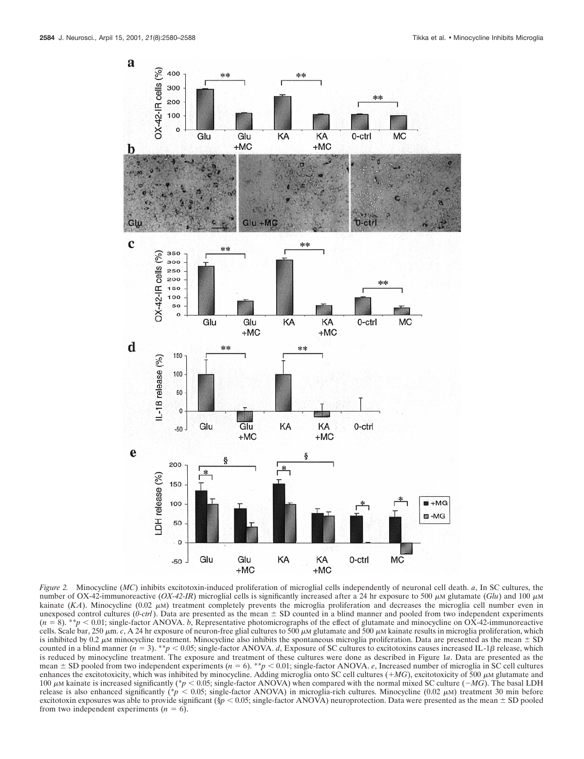*Figure 2.* Minocycline (*MC*) inhibits excitotoxin-induced proliferation of microglial cells independently of neuronal cell death. *a*, In SC cultures, the number of OX-42-immunoreactive (*OX-42-IR*) microglial cells is significantly increased after a 24 hr exposure to 500 μM glutamate (*Glu*) and 100 μM kainate (*KA*). Minocycline (0.02 μM) treatment completely prevents the microglia proliferation and decreases the microglia cell number even in unexposed control cultures (*0-ctrl*). Data are presented as the mean ± SD counted in a blind manner and pooled from two independent experiments ($n = 8$). $^{**}p < 0.01$; single-factor ANOVA. *b*, Representative photomicrographs of the effect of glutamate and minocycline on OX-42-immunoreactive cells. Scale bar, 250 μm. *c*, A 24 hr exposure of neuron-free glial cultures to 500 μM glutamate and 500 μM kainate results in microglia proliferation, which is inhibited by 0.2 μM minocycline treatment. Minocycline also inhibits the spontaneous microglia proliferation. Data are presented as the mean ± SD counted in a blind manner ($n = 3$). $^{**}p < 0.05$; single-factor ANOVA. *d*, Exposure of SC cultures to excitotoxins causes increased IL-1β release, which is reduced by minocycline treatment. The exposure and treatment of these cultures were done as described in Figure 1*a*. Data are presented as the mean ± SD pooled from two independent experiments ($n = 6$). $^{**}p < 0.01$; single-factor ANOVA. *e*, Increased number of microglia in SC cell cultures enhances the excitotoxicity, which was inhibited by minocycline. Adding microglia onto SC cell cultures (*+MG*), excitotoxicity of 500 μM glutamate and 100 μM kainate is increased significantly ($^{*}p < 0.05$; single-factor ANOVA) when compared with the normal mixed SC culture (*−MG*). The basal LDH release is also enhanced significantly ($^{*}p < 0.05$; single-factor ANOVA) in microglia-rich cultures. Minocycline (0.02 μM) treatment 30 min before excitotoxin exposures was able to provide significant (§$p < 0.05$; single-factor ANOVA) neuroprotection. Data were presented as the mean ± SD pooled from two independent experiments ($n = 6$).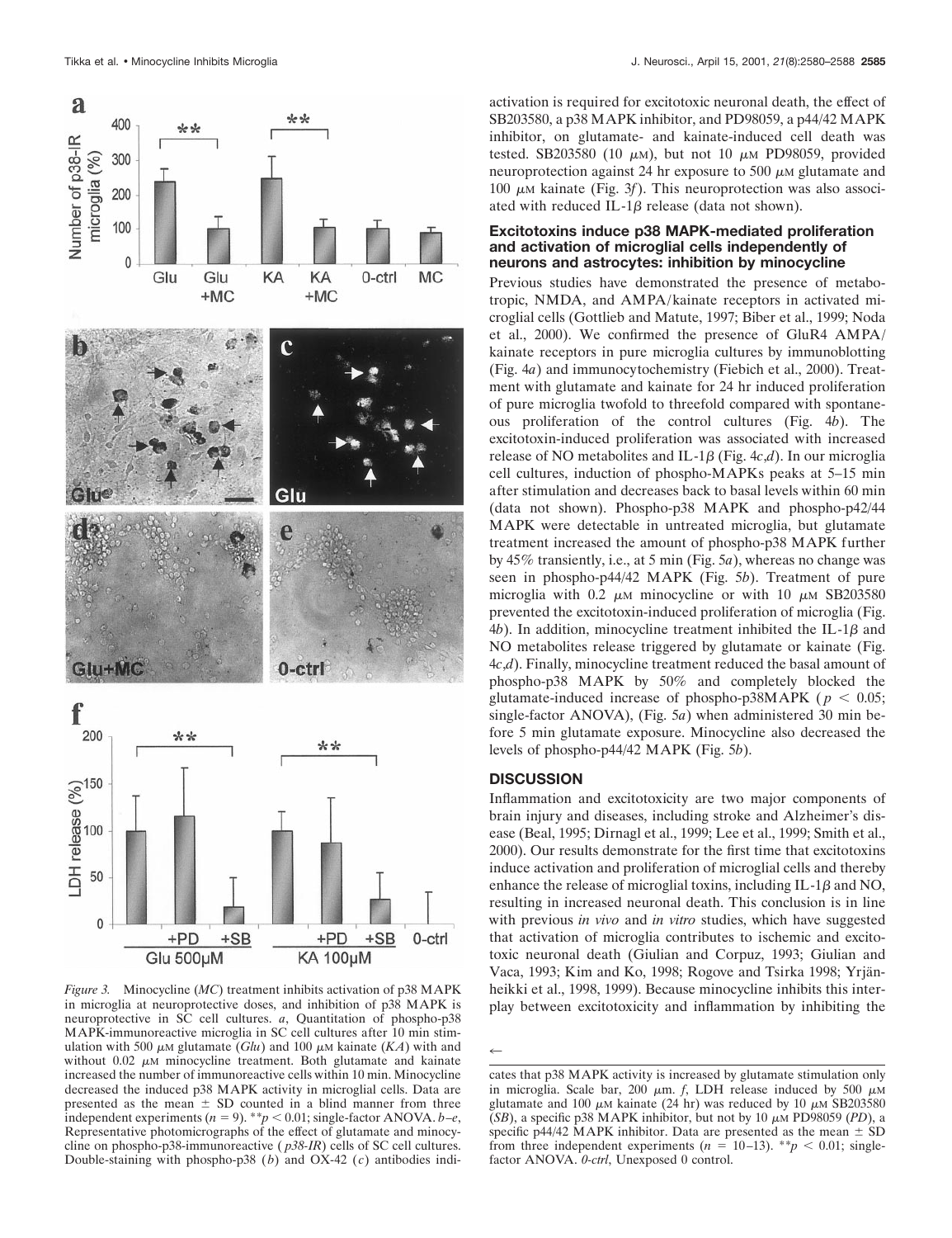*Figure 3.* Minocycline (*MC*) treatment inhibits activation of p38 MAPK in microglia at neuroprotective doses, and inhibition of p38 MAPK is neuroprotective in SC cell cultures. *a*, Quantitation of phospho-p38 MAPK-immunoreactive microglia in SC cell cultures after 10 min stimulation with 500 μM glutamate (*Glu*) and 100 μM kainate (*KA*) with and without 0.02 μM minocycline treatment. Both glutamate and kainate increased the number of immunoreactive cells within 10 min. Minocycline decreased the induced p38 MAPK activity in microglial cells. Data are presented as the mean ± SD counted in a blind manner from three independent experiments ($n = 9$). $^{**}p < 0.01$; single-factor ANOVA. *b–e*, Representative photomicrographs of the effect of glutamate and minocycline on phospho-p38-immunoreactive (*p38-IR*) cells of SC cell cultures. Double-staining with phospho-p38 (*b*) and OX-42 (*c*) antibodies indicates that p38 MAPK activity is increased by glutamate stimulation only in microglia. Scale bar, 200 μm. *f*, LDH release induced by 500 μM glutamate and 100 μM kainate (24 hr) was reduced by 10 μM SB203580 (*SB*), a specific p38 MAPK inhibitor, but not by 10 μM PD98059 (*PD*), a specific p44/42 MAPK inhibitor. Data are presented as the mean ± SD from three independent experiments ($n = 10–13$). $^{**}p < 0.01$; single-factor ANOVA. *0-ctrl*, Unexposed 0 control.

activation is required for excitotoxic neuronal death, the effect of SB203580, a p38 MAPK inhibitor, and PD98059, a p44/42 MAPK inhibitor, on glutamate- and kainate-induced cell death was tested. SB203580 (10 μM), but not 10 μM PD98059, provided neuroprotection against 24 hr exposure to 500 μM glutamate and 100 μM kainate (Fig. 3*f*). This neuroprotection was also associated with reduced IL-1β release (data not shown).

### Excitotoxins induce p38 MAPK-mediated proliferation and activation of microglial cells independently of neurons and astrocytes: inhibition by minocycline

Previous studies have demonstrated the presence of metabotropic, NMDA, and AMPA/kainate receptors in activated microglial cells (Gottlieb and Matute, 1997; Biber et al., 1999; Noda et al., 2000). We confirmed the presence of GluR4 AMPA/kainate receptors in pure microglia cultures by immunoblotting (Fig. 4*a*) and immunocytochemistry (Fiebich et al., 2000). Treatment with glutamate and kainate for 24 hr induced proliferation of pure microglia twofold to threefold compared with spontaneous proliferation of the control cultures (Fig. 4*b*). The excitotoxin-induced proliferation was associated with increased release of NO metabolites and IL-1β (Fig. 4*c*,*d*). In our microglia cell cultures, induction of phospho-MAPKs peaks at 5–15 min after stimulation and decreases back to basal levels within 60 min (data not shown). Phospho-p38 MAPK and phospho-p42/44 MAPK were detectable in untreated microglia, but glutamate treatment increased the amount of phospho-p38 MAPK further by 45% transiently, i.e., at 5 min (Fig. 5*a*), whereas no change was seen in phospho-p44/42 MAPK (Fig. 5*b*). Treatment of pure microglia with 0.2 μM minocycline or with 10 μM SB203580 prevented the excitotoxin-induced proliferation of microglia (Fig. 4*b*). In addition, minocycline treatment inhibited the IL-1β and NO metabolites release triggered by glutamate or kainate (Fig. 4*c*,*d*). Finally, minocycline treatment reduced the basal amount of phospho-p38 MAPK by 50% and completely blocked the glutamate-induced increase of phospho-p38MAPK ($p < 0.05$; single-factor ANOVA), (Fig. 5*a*) when administered 30 min before 5 min glutamate exposure. Minocycline also decreased the levels of phospho-p44/42 MAPK (Fig. 5*b*).

## DISCUSSION

Inflammation and excitotoxicity are two major components of brain injury and diseases, including stroke and Alzheimer's disease (Beal, 1995; Dirnagl et al., 1999; Lee et al., 1999; Smith et al., 2000). Our results demonstrate for the first time that excitotoxins induce activation and proliferation of microglial cells and thereby enhance the release of microglial toxins, including IL-1β and NO, resulting in increased neuronal death. This conclusion is in line with previous *in vivo* and *in vitro* studies, which have suggested that activation of microglia contributes to ischemic and excitotoxic neuronal death (Giulian and Corpuz, 1993; Giulian and Vaca, 1993; Kim and Ko, 1998; Rogove and Tsirka 1998; Yrjänheikki et al., 1998, 1999). Because minocycline inhibits this interplay between excitotoxicity and inflammation by inhibiting the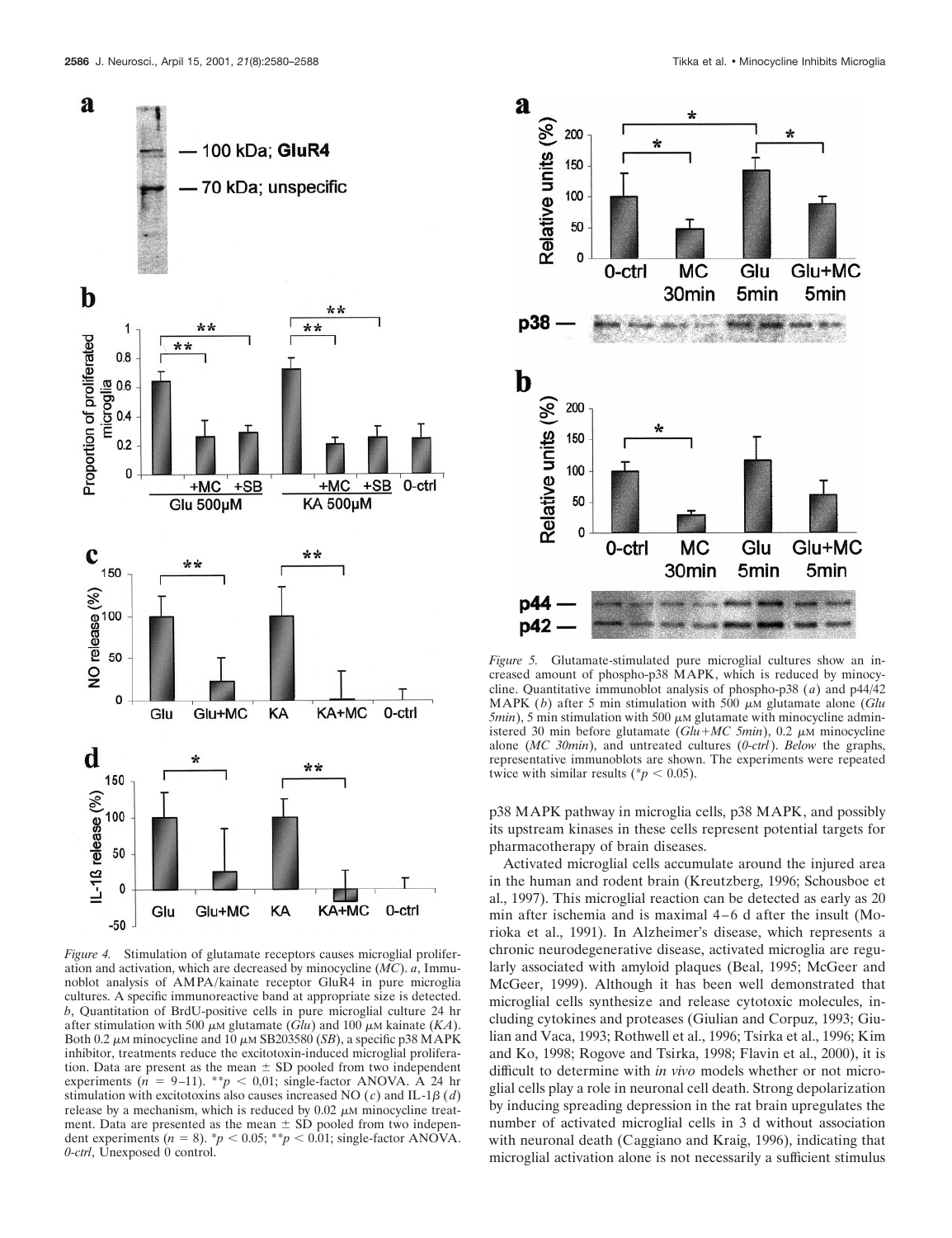*Figure 4.* Stimulation of glutamate receptors causes microglial proliferation and activation, which are decreased by minocycline (*MC*). *a*, Immunoblot analysis of AMPA/kainate receptor GluR4 in pure microglia cultures. A specific immunoreactive band at appropriate size is detected. *b*, Quantitation of BrdU-positive cells in pure microglial culture 24 hr after stimulation with 500 μM glutamate (*Glu*) and 100 μM kainate (*KA*). Both 0.2 μM minocycline and 10 μM SB203580 (*SB*), a specific p38 MAPK inhibitor, treatments reduce the excitotoxin-induced microglial proliferation. Data are present as the mean ± SD pooled from two independent experiments ($n = 9$–$11$). $^{**}p < 0{,}01$; single-factor ANOVA. A 24 hr stimulation with excitotoxins also causes increased NO (*c*) and IL-1β (*d*) release by a mechanism, which is reduced by 0.02 μM minocycline treatment. Data are presented as the mean ± SD pooled from two independent experiments ($n = 8$). $^{*}p < 0.05$; $^{**}p < 0.01$; single-factor ANOVA. *0-ctrl*, Unexposed 0 control.

*Figure 5.* Glutamate-stimulated pure microglial cultures show an increased amount of phospho-p38 MAPK, which is reduced by minocycline. Quantitative immunoblot analysis of phospho-p38 (*a*) and p44/42 MAPK (*b*) after 5 min stimulation with 500 μM glutamate alone (*Glu 5min*), 5 min stimulation with 500 μM glutamate with minocycline administered 30 min before glutamate (*Glu+MC 5min*), 0.2 μM minocycline alone (*MC 30min*), and untreated cultures (*0-ctrl*). *Below* the graphs, representative immunoblots are shown. The experiments were repeated twice with similar results ($^{*}p < 0.05$).

p38 MAPK pathway in microglia cells, p38 MAPK, and possibly its upstream kinases in these cells represent potential targets for pharmacotherapy of brain diseases.

Activated microglial cells accumulate around the injured area in the human and rodent brain (Kreutzberg, 1996; Schousboe et al., 1997). This microglial reaction can be detected as early as 20 min after ischemia and is maximal 4–6 d after the insult (Morioka et al., 1991). In Alzheimer's disease, which represents a chronic neurodegenerative disease, activated microglia are regularly associated with amyloid plaques (Beal, 1995; McGeer and McGeer, 1999). Although it has been well demonstrated that microglial cells synthesize and release cytotoxic molecules, including cytokines and proteases (Giulian and Corpuz, 1993; Giulian and Vaca, 1993; Rothwell et al., 1996; Tsirka et al., 1996; Kim and Ko, 1998; Rogove and Tsirka, 1998; Flavin et al., 2000), it is difficult to determine with *in vivo* models whether or not microglial cells play a role in neuronal cell death. Strong depolarization by inducing spreading depression in the rat brain upregulates the number of activated microglial cells in 3 d without association with neuronal death (Caggiano and Kraig, 1996), indicating that microglial activation alone is not necessarily a sufficient stimulus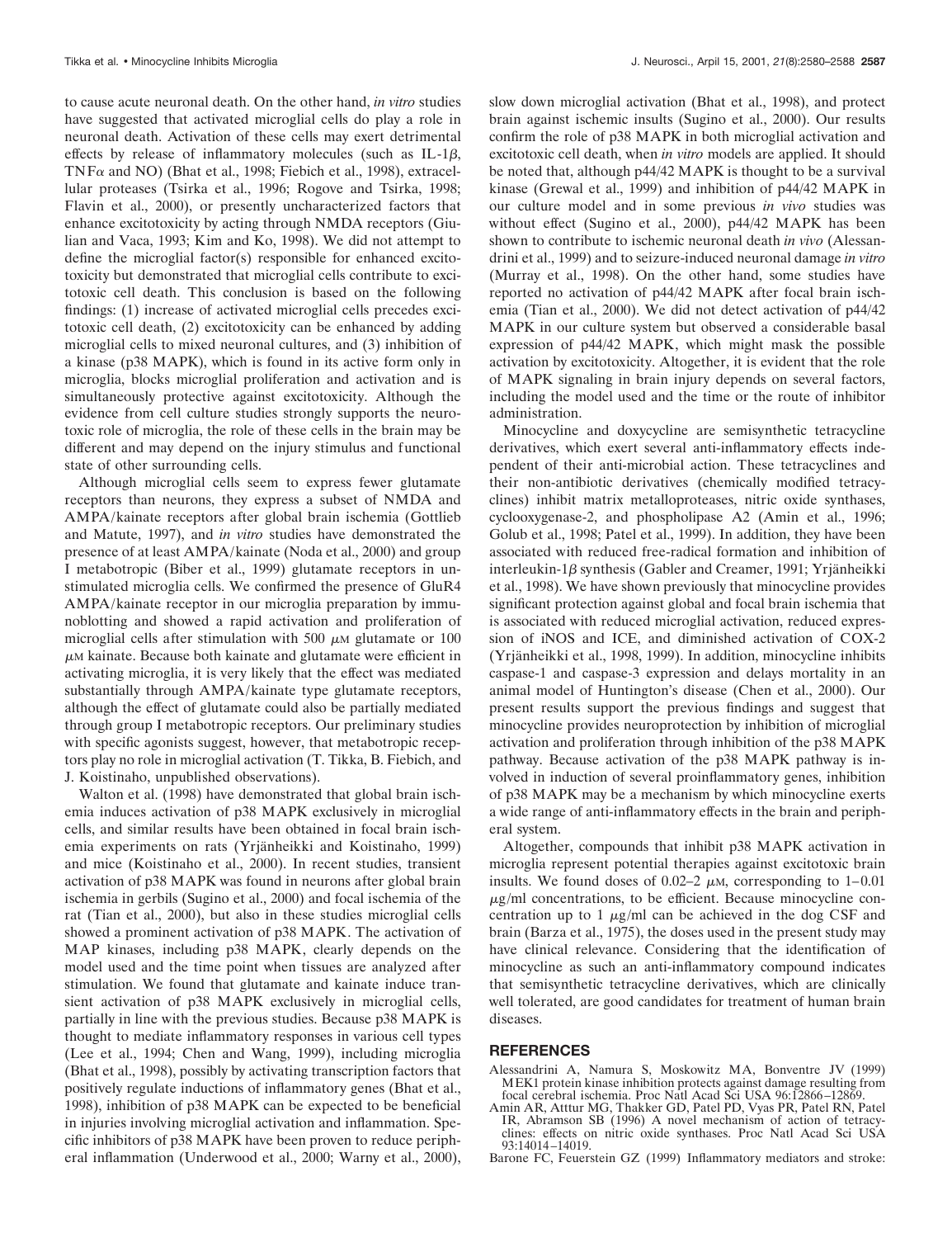to cause acute neuronal death. On the other hand, *in vitro* studies have suggested that activated microglial cells do play a role in neuronal death. Activation of these cells may exert detrimental effects by release of inflammatory molecules (such as IL-1$\beta$, TNF$\alpha$ and NO) (Bhat et al., 1998; Fiebich et al., 1998), extracellular proteases (Tsirka et al., 1996; Rogove and Tsirka, 1998; Flavin et al., 2000), or presently uncharacterized factors that enhance excitotoxicity by acting through NMDA receptors (Giulian and Vaca, 1993; Kim and Ko, 1998). We did not attempt to define the microglial factor(s) responsible for enhanced excitotoxicity but demonstrated that microglial cells contribute to excitotoxic cell death. This conclusion is based on the following findings: (1) increase of activated microglial cells precedes excitotoxic cell death, (2) excitotoxicity can be enhanced by adding microglial cells to mixed neuronal cultures, and (3) inhibition of a kinase (p38 MAPK), which is found in its active form only in microglia, blocks microglial proliferation and activation and is simultaneously protective against excitotoxicity. Although the evidence from cell culture studies strongly supports the neurotoxic role of microglia, the role of these cells in the brain may be different and may depend on the injury stimulus and functional state of other surrounding cells.

Although microglial cells seem to express fewer glutamate receptors than neurons, they express a subset of NMDA and AMPA/kainate receptors after global brain ischemia (Gottlieb and Matute, 1997), and *in vitro* studies have demonstrated the presence of at least AMPA/kainate (Noda et al., 2000) and group I metabotropic (Biber et al., 1999) glutamate receptors in unstimulated microglia cells. We confirmed the presence of GluR4 AMPA/kainate receptor in our microglia preparation by immunoblotting and showed a rapid activation and proliferation of microglial cells after stimulation with 500 $\mu$M glutamate or 100 $\mu$M kainate. Because both kainate and glutamate were efficient in activating microglia, it is very likely that the effect was mediated substantially through AMPA/kainate type glutamate receptors, although the effect of glutamate could also be partially mediated through group I metabotropic receptors. Our preliminary studies with specific agonists suggest, however, that metabotropic receptors play no role in microglial activation (T. Tikka, B. Fiebich, and J. Koistinaho, unpublished observations).

Walton et al. (1998) have demonstrated that global brain ischemia induces activation of p38 MAPK exclusively in microglial cells, and similar results have been obtained in focal brain ischemia experiments on rats (Yrjänheikki and Koistinaho, 1999) and mice (Koistinaho et al., 2000). In recent studies, transient activation of p38 MAPK was found in neurons after global brain ischemia in gerbils (Sugino et al., 2000) and focal ischemia of the rat (Tian et al., 2000), but also in these studies microglial cells showed a prominent activation of p38 MAPK. The activation of MAP kinases, including p38 MAPK, clearly depends on the model used and the time point when tissues are analyzed after stimulation. We found that glutamate and kainate induce transient activation of p38 MAPK exclusively in microglial cells, partially in line with the previous studies. Because p38 MAPK is thought to mediate inflammatory responses in various cell types (Lee et al., 1994; Chen and Wang, 1999), including microglia (Bhat et al., 1998), possibly by activating transcription factors that positively regulate inductions of inflammatory genes (Bhat et al., 1998), inhibition of p38 MAPK can be expected to be beneficial in injuries involving microglial activation and inflammation. Specific inhibitors of p38 MAPK have been proven to reduce peripheral inflammation (Underwood et al., 2000; Warny et al., 2000), slow down microglial activation (Bhat et al., 1998), and protect brain against ischemic insults (Sugino et al., 2000). Our results confirm the role of p38 MAPK in both microglial activation and excitotoxic cell death, when *in vitro* models are applied. It should be noted that, although p44/42 MAPK is thought to be a survival kinase (Grewal et al., 1999) and inhibition of p44/42 MAPK in our culture model and in some previous *in vivo* studies was without effect (Sugino et al., 2000), p44/42 MAPK has been shown to contribute to ischemic neuronal death *in vivo* (Alessandrini et al., 1999) and to seizure-induced neuronal damage *in vitro* (Murray et al., 1998). On the other hand, some studies have reported no activation of p44/42 MAPK after focal brain ischemia (Tian et al., 2000). We did not detect activation of p44/42 MAPK in our culture system but observed a considerable basal expression of p44/42 MAPK, which might mask the possible activation by excitotoxicity. Altogether, it is evident that the role of MAPK signaling in brain injury depends on several factors, including the model used and the time or the route of inhibitor administration.

Minocycline and doxycycline are semisynthetic tetracycline derivatives, which exert several anti-inflammatory effects independent of their anti-microbial action. These tetracyclines and their non-antibiotic derivatives (chemically modified tetracyclines) inhibit matrix metalloproteases, nitric oxide synthases, cyclooxygenase-2, and phospholipase A2 (Amin et al., 1996; Golub et al., 1998; Patel et al., 1999). In addition, they have been associated with reduced free-radical formation and inhibition of interleukin-1$\beta$ synthesis (Gabler and Creamer, 1991; Yrjänheikki et al., 1998). We have shown previously that minocycline provides significant protection against global and focal brain ischemia that is associated with reduced microglial activation, reduced expression of iNOS and ICE, and diminished activation of COX-2 (Yrjänheikki et al., 1998, 1999). In addition, minocycline inhibits caspase-1 and caspase-3 expression and delays mortality in an animal model of Huntington's disease (Chen et al., 2000). Our present results support the previous findings and suggest that minocycline provides neuroprotection by inhibition of microglial activation and proliferation through inhibition of the p38 MAPK pathway. Because activation of the p38 MAPK pathway is involved in induction of several proinflammatory genes, inhibition of p38 MAPK may be a mechanism by which minocycline exerts a wide range of anti-inflammatory effects in the brain and peripheral system.

Altogether, compounds that inhibit p38 MAPK activation in microglia represent potential therapies against excitotoxic brain insults. We found doses of 0.02–2 $\mu$M, corresponding to 1–0.01 $\mu$g/ml concentrations, to be efficient. Because minocycline concentration up to 1 $\mu$g/ml can be achieved in the dog CSF and brain (Barza et al., 1975), the doses used in the present study may have clinical relevance. Considering that the identification of minocycline as such an anti-inflammatory compound indicates that semisynthetic tetracycline derivatives, which are clinically well tolerated, are good candidates for treatment of human brain diseases.

## REFERENCES

Alessandrini A, Namura S, Moskowitz MA, Bonventre JV (1999) MEK1 protein kinase inhibition protects against damage resulting from focal cerebral ischemia. Proc Natl Acad Sci USA 96:12866–12869.

Amin AR, Atttur MG, Thakker GD, Patel PD, Vyas PR, Patel RN, Patel IR, Abramson SB (1996) A novel mechanism of action of tetracyclines: effects on nitric oxide synthases. Proc Natl Acad Sci USA 93:14014–14019.

Barone FC, Feuerstein GZ (1999) Inflammatory mediators and stroke: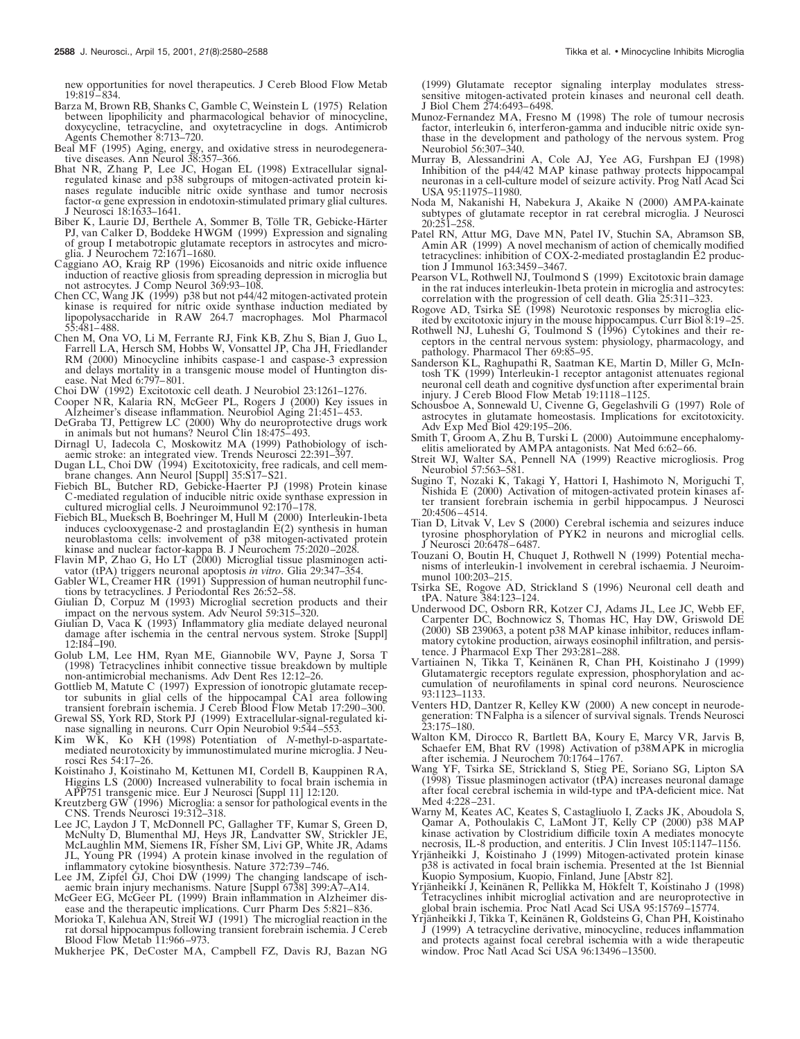new opportunities for novel therapeutics. J Cereb Blood Flow Metab 19:819–834.

Barza M, Brown RB, Shanks C, Gamble C, Weinstein L (1975) Relation between lipophilicity and pharmacological behavior of minocycline, doxycycline, tetracycline, and oxytetracycline in dogs. Antimicrob Agents Chemother 8:713–720.

Beal MF (1995) Aging, energy, and oxidative stress in neurodegenerative diseases. Ann Neurol 38:357–366.

Bhat NR, Zhang P, Lee JC, Hogan EL (1998) Extracellular signal-regulated kinase and p38 subgroups of mitogen-activated protein kinases regulate inducible nitric oxide synthase and tumor necrosis factor-α gene expression in endotoxin-stimulated primary glial cultures. J Neurosci 18:1633–1641.

Biber K, Laurie DJ, Berthele A, Sommer B, Tölle TR, Gebicke-Härter PJ, van Calker D, Boddeke HWGM (1999) Expression and signaling of group I metabotropic glutamate receptors in astrocytes and microglia. J Neurochem 72:1671–1680.

Caggiano AO, Kraig RP (1996) Eicosanoids and nitric oxide influence induction of reactive gliosis from spreading depression in microglia but not astrocytes. J Comp Neurol 369:93–108.

Chen CC, Wang JK (1999) p38 but not p44/42 mitogen-activated protein kinase is required for nitric oxide synthase induction mediated by lipopolysaccharide in RAW 264.7 macrophages. Mol Pharmacol 55:481–488.

Chen M, Ona VO, Li M, Ferrante RJ, Fink KB, Zhu S, Bian J, Guo L, Farrell LA, Hersch SM, Hobbs W, Vonsattel JP, Cha JH, Friedlander RM (2000) Minocycline inhibits caspase-1 and caspase-3 expression and delays mortality in a transgenic mouse model of Huntington disease. Nat Med 6:797–801.

Choi DW (1992) Excitotoxic cell death. J Neurobiol 23:1261–1276.

Cooper NR, Kalaria RN, McGeer PL, Rogers J (2000) Key issues in Alzheimer's disease inflammation. Neurobiol Aging 21:451–453.

DeGraba TJ, Pettigrew LC (2000) Why do neuroprotective drugs work in animals but not humans? Neurol Clin 18:475–493.

Dirnagl U, Iadecola C, Moskowitz MA (1999) Pathobiology of ischaemic stroke: an integrated view. Trends Neurosci 22:391–397.

Dugan LL, Choi DW (1994) Excitotoxicity, free radicals, and cell membrane changes. Ann Neurol [Suppl] 35:S17–S21.

Fiebich BL, Butcher RD, Gebicke-Haerter PJ (1998) Protein kinase C-mediated regulation of inducible nitric oxide synthase expression in cultured microglial cells. J Neuroimmunol 92:170–178.

Fiebich BL, Mueksch B, Boehringer M, Hull M (2000) Interleukin-1beta induces cyclooxygenase-2 and prostaglandin E(2) synthesis in human neuroblastoma cells: involvement of p38 mitogen-activated protein kinase and nuclear factor-kappa B. J Neurochem 75:2020–2028.

Flavin MP, Zhao G, Ho LT (2000) Microglial tissue plasminogen activator (tPA) triggers neuronal apoptosis *in vitro*. Glia 29:347–354.

Gabler WL, Creamer HR (1991) Suppression of human neutrophil functions by tetracyclines. J Periodontal Res 26:52–58.

Giulian D, Corpuz M (1993) Microglial secretion products and their impact on the nervous system. Adv Neurol 59:315–320.

Giulian D, Vaca K (1993) Inflammatory glia mediate delayed neuronal damage after ischemia in the central nervous system. Stroke [Suppl] 12:I84–I90.

Golub LM, Lee HM, Ryan ME, Giannobile WV, Payne J, Sorsa T (1998) Tetracyclines inhibit connective tissue breakdown by multiple non-antimicrobial mechanisms. Adv Dent Res 12:12–26.

Gottlieb M, Matute C (1997) Expression of ionotropic glutamate receptor subunits in glial cells of the hippocampal CA1 area following transient forebrain ischemia. J Cereb Blood Flow Metab 17:290–300.

Grewal SS, York RD, Stork PJ (1999) Extracellular-signal-regulated kinase signalling in neurons. Curr Opin Neurobiol 9:544–553.

Kim WK, Ko KH (1998) Potentiation of *N*-methyl-D-aspartate-mediated neurotoxicity by immunostimulated murine microglia. J Neurosci Res 54:17–26.

Koistinaho J, Koistinaho M, Kettunen MI, Cordell B, Kauppinen RA, Higgins LS (2000) Increased vulnerability to focal brain ischemia in APP751 transgenic mice. Eur J Neurosci [Suppl 11] 12:120.

Kreutzberg GW (1996) Microglia: a sensor for pathological events in the CNS. Trends Neurosci 19:312–318.

Lee JC, Laydon J T, McDonnell PC, Gallagher TF, Kumar S, Green D, McNulty D, Blumenthal MJ, Heys JR, Landvatter SW, Strickler JE, McLaughlin MM, Siemens IR, Fisher SM, Livi GP, White JR, Adams JL, Young PR (1994) A protein kinase involved in the regulation of inflammatory cytokine biosynthesis. Nature 372:739–746.

Lee JM, Zipfel GJ, Choi DW (1999) The changing landscape of ischaemic brain injury mechanisms. Nature [Suppl 6738] 399:A7–A14.

McGeer EG, McGeer PL (1999) Brain inflammation in Alzheimer disease and the therapeutic implications. Curr Pharm Des 5:821–836.

Morioka T, Kalehua AN, Streit WJ (1991) The microglial reaction in the rat dorsal hippocampus following transient forebrain ischemia. J Cereb Blood Flow Metab 11:966–973.

Mukherjee PK, DeCoster MA, Campbell FZ, Davis RJ, Bazan NG (1999) Glutamate receptor signaling interplay modulates stress-sensitive mitogen-activated protein kinases and neuronal cell death. J Biol Chem 274:6493–6498.

Munoz-Fernandez MA, Fresno M (1998) The role of tumour necrosis factor, interleukin 6, interferon-gamma and inducible nitric oxide synthase in the development and pathology of the nervous system. Prog Neurobiol 56:307–340.

Murray B, Alessandrini A, Cole AJ, Yee AG, Furshpan EJ (1998) Inhibition of the p44/42 MAP kinase pathway protects hippocampal neuronas in a cell-culture model of seizure activity. Prog Natl Acad Sci USA 95:11975–11980.

Noda M, Nakanishi H, Nabekura J, Akaike N (2000) AMPA-kainate subtypes of glutamate receptor in rat cerebral microglia. J Neurosci 20:251–258.

Patel RN, Attur MG, Dave MN, Patel IV, Stuchin SA, Abramson SB, Amin AR (1999) A novel mechanism of action of chemically modified tetracyclines: inhibition of COX-2-mediated prostaglandin E2 production J Immunol 163:3459–3467.

Pearson VL, Rothwell NJ, Toulmond S (1999) Excitotoxic brain damage in the rat induces interleukin-1beta protein in microglia and astrocytes: correlation with the progression of cell death. Glia 25:311–323.

Rogove AD, Tsirka SE (1998) Neurotoxic responses by microglia elicited by excitotoxic injury in the mouse hippocampus. Curr Biol 8:19–25.

Rothwell NJ, Luheshi G, Toulmond S (1996) Cytokines and their receptors in the central nervous system: physiology, pharmacology, and pathology. Pharmacol Ther 69:85–95.

Sanderson KL, Raghupathi R, Saatman KE, Martin D, Miller G, McIntosh TK (1999) Interleukin-1 receptor antagonist attenuates regional neuronal cell death and cognitive dysfunction after experimental brain injury. J Cereb Blood Flow Metab 19:1118–1125.

Schousboe A, Sonnewald U, Civenne G, Gegelashvili G (1997) Role of astrocytes in glutamate homeostasis. Implications for excitotoxicity. Adv Exp Med Biol 429:195–206.

Smith T, Groom A, Zhu B, Turski L (2000) Autoimmune encephalomyelitis ameliorated by AMPA antagonists. Nat Med 6:62–66.

Streit WJ, Walter SA, Pennell NA (1999) Reactive microgliosis. Prog Neurobiol 57:563–581.

Sugino T, Nozaki K, Takagi Y, Hattori I, Hashimoto N, Moriguchi T, Nishida E (2000) Activation of mitogen-activated protein kinases after transient forebrain ischemia in gerbil hippocampus. J Neurosci 20:4506–4514.

Tian D, Litvak V, Lev S (2000) Cerebral ischemia and seizures induce tyrosine phosphorylation of PYK2 in neurons and microglial cells. J Neurosci 20:6478–6487.

Touzani O, Boutin H, Chuquet J, Rothwell N (1999) Potential mechanisms of interleukin-1 involvement in cerebral ischaemia. J Neuroimmunol 100:203–215.

Tsirka SE, Rogove AD, Strickland S (1996) Neuronal cell death and tPA. Nature 384:123–124.

Underwood DC, Osborn RR, Kotzer CJ, Adams JL, Lee JC, Webb EF, Carpenter DC, Bochnowicz S, Thomas HC, Hay DW, Griswold DE (2000) SB 239063, a potent p38 MAP kinase inhibitor, reduces inflammatory cytokine production, airways eosinophil infiltration, and persistence. J Pharmacol Exp Ther 293:281–288.

Vartiainen N, Tikka T, Keinänen R, Chan PH, Koistinaho J (1999) Glutamatergic receptors regulate expression, phosphorylation and accumulation of neurofilaments in spinal cord neurons. Neuroscience 93:1123–1133.

Venters HD, Dantzer R, Kelley KW (2000) A new concept in neurodegeneration: TNFalpha is a silencer of survival signals. Trends Neurosci 23:175–180.

Walton KM, Dirocco R, Bartlett BA, Koury E, Marcy VR, Jarvis B, Schaefer EM, Bhat RV (1998) Activation of p38MAPK in microglia after ischemia. J Neurochem 70:1764–1767.

Wang YF, Tsirka SE, Strickland S, Stieg PE, Soriano SG, Lipton SA (1998) Tissue plasminogen activator (tPA) increases neuronal damage after focal cerebral ischemia in wild-type and tPA-deficient mice. Nat Med 4:228–231.

Warny M, Keates AC, Keates S, Castagliuolo I, Zacks JK, Aboudola S, Qamar A, Pothoulakis C, LaMont JT, Kelly CP (2000) p38 MAP kinase activation by Clostridium difficile toxin A mediates monocyte necrosis, IL-8 production, and enteritis. J Clin Invest 105:1147–1156.

Yrjänheikki J, Koistinaho J (1999) Mitogen-activated protein kinase p38 is activated in focal brain ischemia. Presented at the 1st Biennial Kuopio Symposium, Kuopio, Finland, June [Abstr 82].

Yrjänheikki J, Keinänen R, Pellikka M, Hökfelt T, Koistinaho J (1998) Tetracyclines inhibit microglial activation and are neuroprotective in global brain ischemia. Proc Natl Acad Sci USA 95:15769–15774.

Yrjänheikki J, Tikka T, Keinänen R, Goldsteins G, Chan PH, Koistinaho J (1999) A tetracycline derivative, minocycline, reduces inflammation and protects against focal cerebral ischemia with a wide therapeutic window. Proc Natl Acad Sci USA 96:13496–13500.